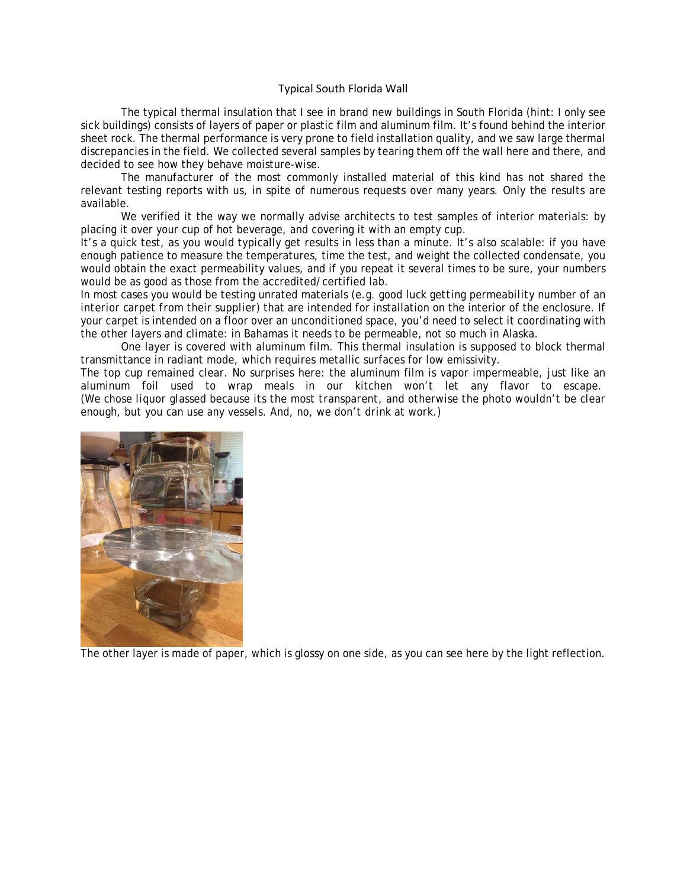# Typical South Florida Wall

The typical thermal insulation that I see in brand new buildings in South Florida (hint: I only see sick buildings) consists of layers of paper or plastic film and aluminum film. It's found behind the interior sheet rock. The thermal performance is very prone to field installation quality, and we saw large thermal discrepancies in the field. We collected several samples by tearing them off the wall here and there, and decided to see how they behave moisture-wise.

The manufacturer of the most commonly installed material of this kind has not shared the relevant testing reports with us, in spite of numerous requests over many years. Only the results are available.

We verified it the way we normally advise architects to test samples of interior materials: by placing it over your cup of hot beverage, and covering it with an empty cup.

It's a quick test, as you would typically get results in less than a minute. It's also scalable: if you have enough patience to measure the temperatures, time the test, and weight the collected condensate, you would obtain the exact permeability values, and if you repeat it several times to be sure, your numbers would be as good as those from the accredited/certified lab.

In most cases you would be testing unrated materials (e.g. good luck getting permeability number of an interior carpet from their supplier) that are intended for installation on the interior of the enclosure. If your carpet is intended on a floor over an unconditioned space, you'd need to select it coordinating with the other layers and climate: in Bahamas it needs to be permeable, not so much in Alaska.

One layer is covered with aluminum film. This thermal insulation is supposed to block thermal transmittance in radiant mode, which requires metallic surfaces for low emissivity.

The top cup remained clear. No surprises here: the aluminum film is vapor impermeable, just like an aluminum foil used to wrap meals in our kitchen won't let any flavor to escape. (We chose liquor glassed because its the most transparent, and otherwise the photo wouldn't be clear enough, but you can use any vessels. And, no, we don't drink at work.)

The other layer is made of paper, which is glossy on one side, as you can see here by the light reflection.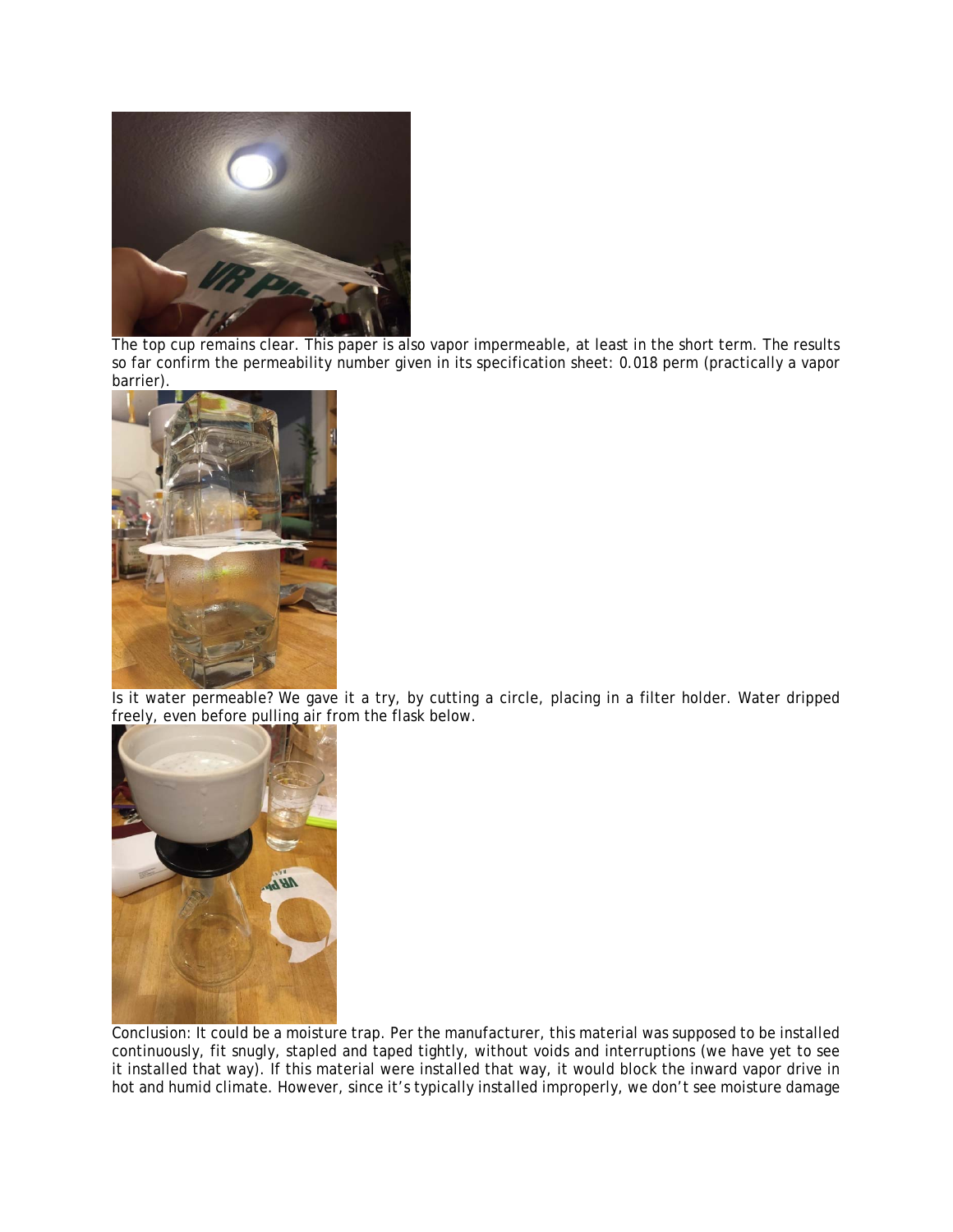The top cup remains clear. This paper is also vapor impermeable, at least in the short term. The results so far confirm the permeability number given in its specification sheet: 0.018 perm (practically a vapor barrier).

Is it water permeable? We gave it a try, by cutting a circle, placing in a filter holder. Water dripped freely, even before pulling air from the flask below.

Conclusion: It could be a moisture trap. Per the manufacturer, this material was supposed to be installed continuously, fit snugly, stapled and taped tightly, without voids and interruptions (we have yet to see it installed that way). If this material were installed that way, it would block the inward vapor drive in hot and humid climate. However, since it's typically installed improperly, we don't see moisture damage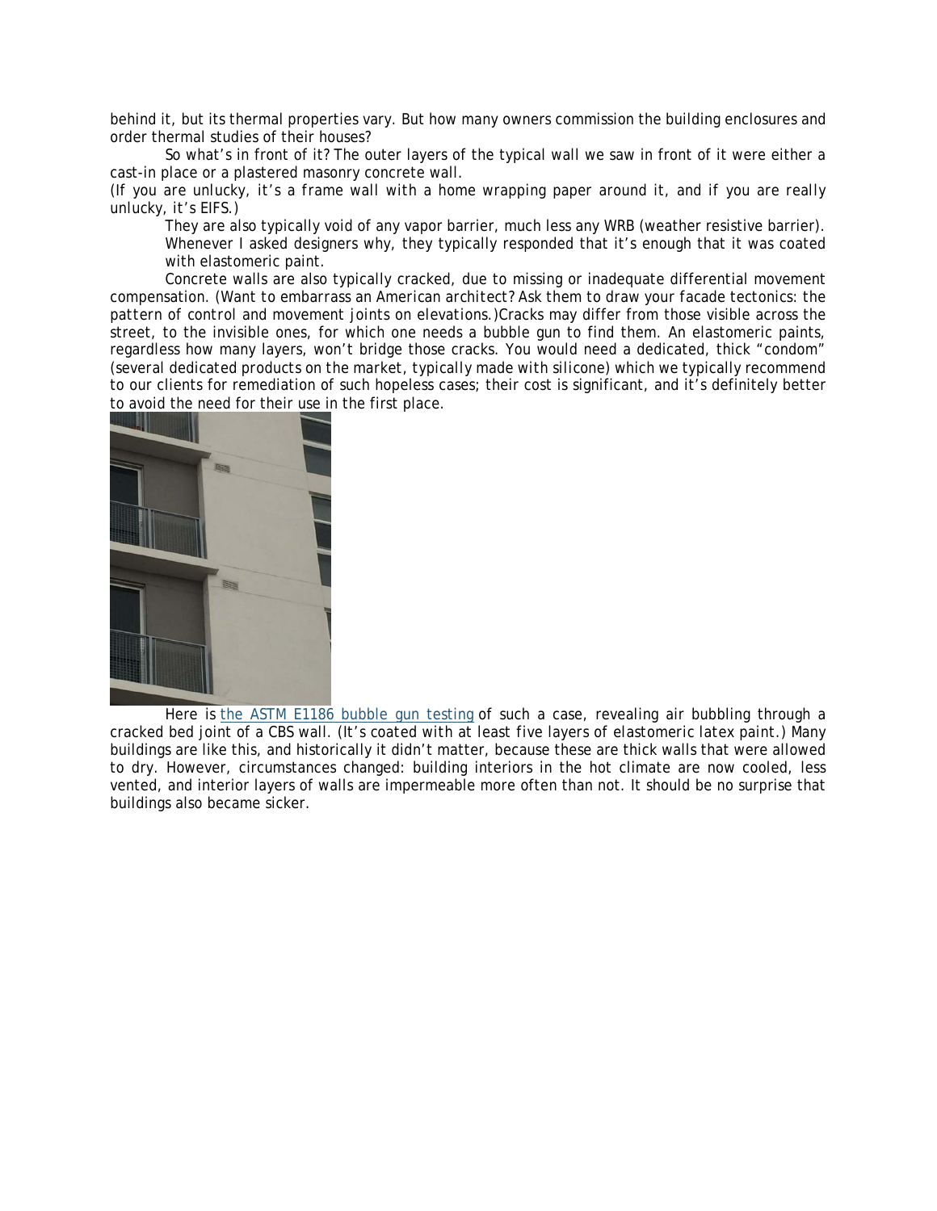behind it, but its thermal properties vary. But how many owners commission the building enclosures and order thermal studies of their houses?

So what's in front of it? The outer layers of the typical wall we saw in front of it were either a cast-in place or a plastered masonry concrete wall.

(If you are unlucky, it's a frame wall with a home wrapping paper around it, and if you are really unlucky, it's EIFS.)

They are also typically void of any vapor barrier, much less any WRB (weather resistive barrier). Whenever I asked designers why, they typically responded that it's enough that it was coated with elastomeric paint.

Concrete walls are also typically cracked, due to missing or inadequate differential movement compensation. (*Want to embarrass an American architect? Ask them to draw your facade tectonics: the pattern of control and movement joints on elevations.*)Cracks may differ from those visible across the street, to the invisible ones, for which one needs a bubble gun to find them. An elastomeric paints, regardless how many layers, won't bridge those cracks. You would need a dedicated, thick "condom" (several dedicated products on the market, typically made with silicone) which we typically recommend to our clients for remediation of such hopeless cases; their cost is significant, and it's definitely better to avoid the need for their use in the first place.

Here is [the ASTM E1186 bubble gun testing]() of such a case, revealing air bubbling through a cracked bed joint of a CBS wall. (*It's coated with at least five layers of elastomeric latex paint.*) Many buildings are like this, and historically it didn't matter, because these are thick walls that were allowed to dry. However, circumstances changed: building interiors in the hot climate are now cooled, less vented, and interior layers of walls are impermeable more often than not. It should be no surprise that buildings also became sicker.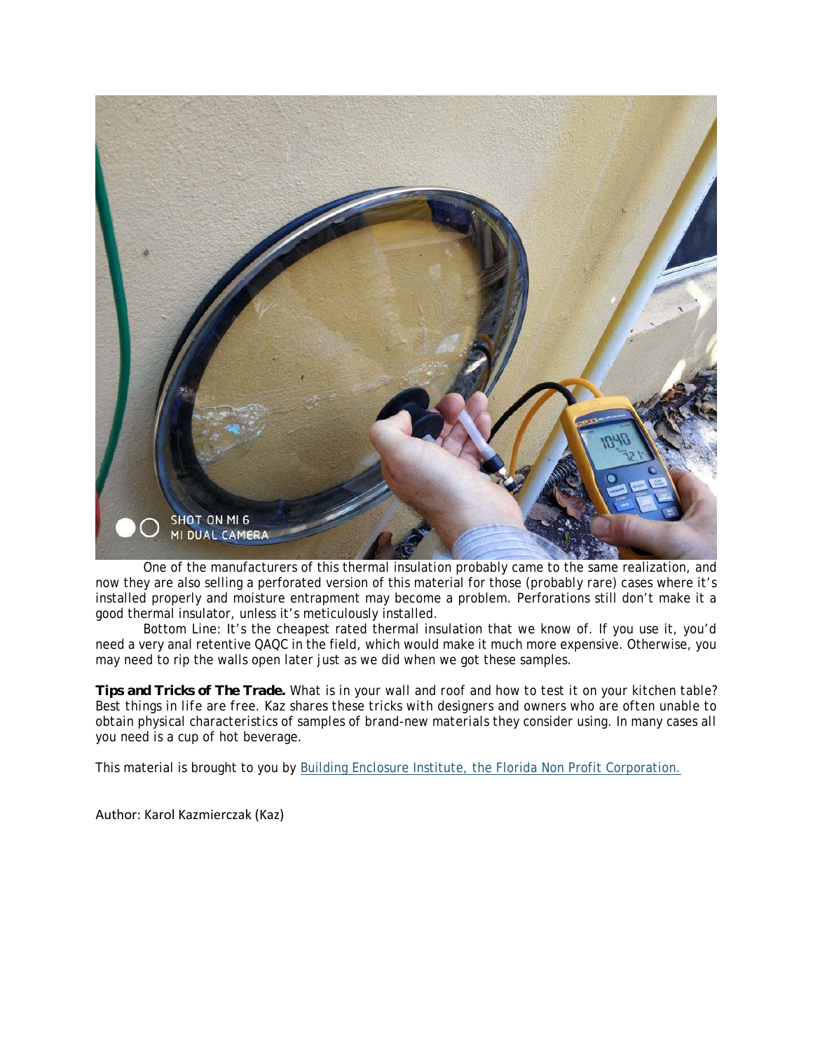One of the manufacturers of this thermal insulation probably came to the same realization, and now they are also selling a perforated version of this material for those (probably rare) cases where it's installed properly and moisture entrapment may become a problem. Perforations still don't make it a good thermal insulator, unless it's meticulously installed.

Bottom Line: It's the cheapest rated thermal insulation that we know of. If you use it, you'd need a very anal retentive QAQC in the field, which would make it much more expensive. Otherwise, you may need to rip the walls open later just as we did when we got these samples.

**Tips and Tricks of The Trade.** *What is in your wall and roof and how to test it on your kitchen table? Best things in life are free. Kaz shares these tricks with designers and owners who are often unable to obtain physical characteristics of samples of brand-new materials they consider using. In many cases all you need is a cup of hot beverage.*

This material is brought to you by [Building Enclosure Institute, the Florida Non Profit Corporation.]

Author: Karol Kazmierczak (Kaz)